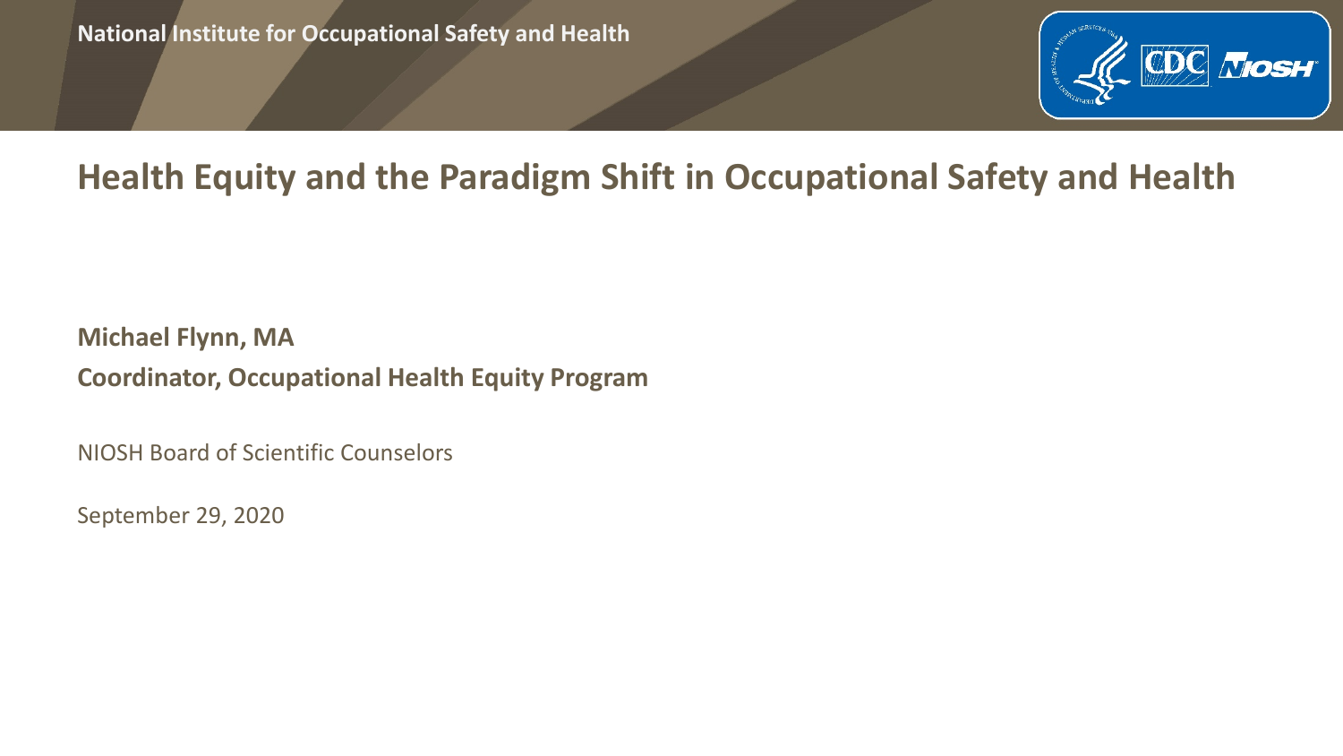National Institute for Occupational Safety and Health

# Health Equity and the Paradigm Shift in Occupational Safety and Health

**Michael Flynn, MA**

**Coordinator, Occupational Health Equity Program**

NIOSH Board of Scientific Counselors

September 29, 2020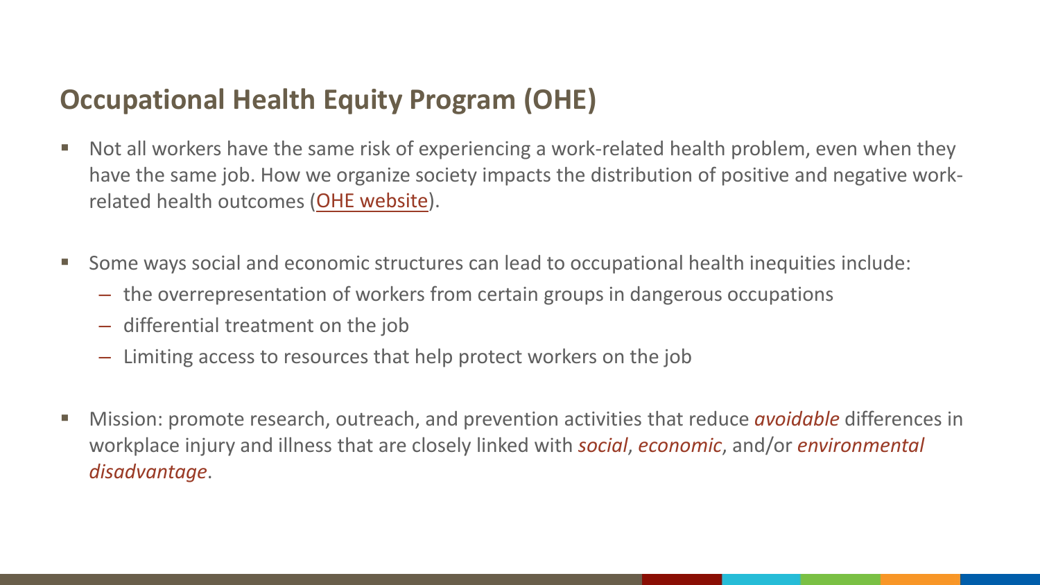## Occupational Health Equity Program (OHE)

- Not all workers have the same risk of experiencing a work-related health problem, even when they have the same job. How we organize society impacts the distribution of positive and negative work-related health outcomes (OHE website).
- Some ways social and economic structures can lead to occupational health inequities include:
  - the overrepresentation of workers from certain groups in dangerous occupations
  - differential treatment on the job
  - Limiting access to resources that help protect workers on the job
- Mission: promote research, outreach, and prevention activities that reduce ***avoidable*** differences in workplace injury and illness that are closely linked with *social*, *economic*, and/or *environmental disadvantage*.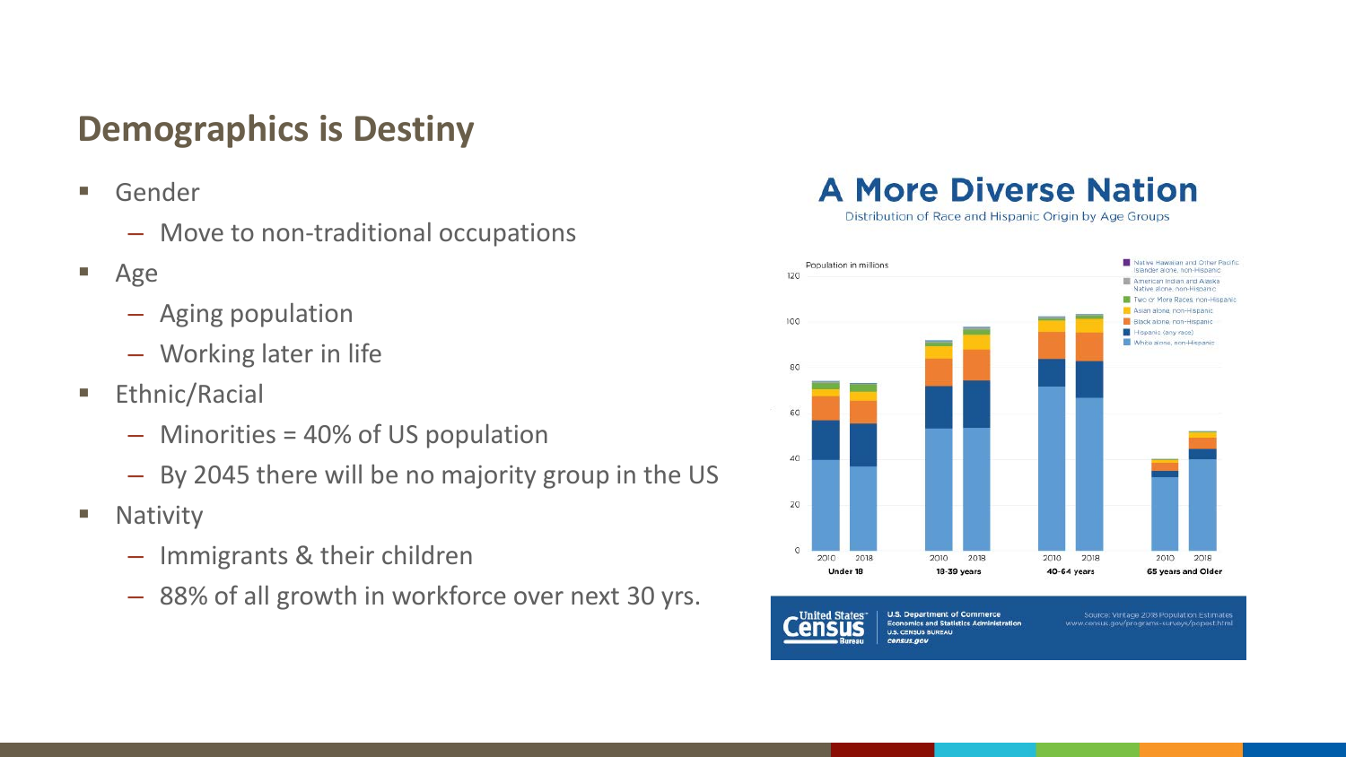## Demographics is Destiny

- Gender
  - Move to non-traditional occupations
- Age
  - Aging population
  - Working later in life
- Ethnic/Racial
  - Minorities = 40% of US population
  - By 2045 there will be no majority group in the US
- Nativity
  - Immigrants & their children
  - 88% of all growth in workforce over next 30 yrs.

**A More Diverse Nation**

Distribution of Race and Hispanic Origin by Age Groups

Population in millions

Legend: Native Hawaiian and Other Pacific Islander alone, non-Hispanic; American Indian and Alaska Native alone, non-Hispanic; Two or More Races, non-Hispanic; Asian alone, non-Hispanic; Black alone, non-Hispanic; Hispanic (any race); White alone, non-Hispanic

Age groups (2010, 2018): Under 18; 18-39 years; 40-64 years; 65 years and Older

United States Census Bureau | U.S. Department of Commerce, Economics and Statistics Administration, U.S. CENSUS BUREAU, census.gov

Source: Vintage 2018 Population Estimates www.census.gov/programs-surveys/popest.html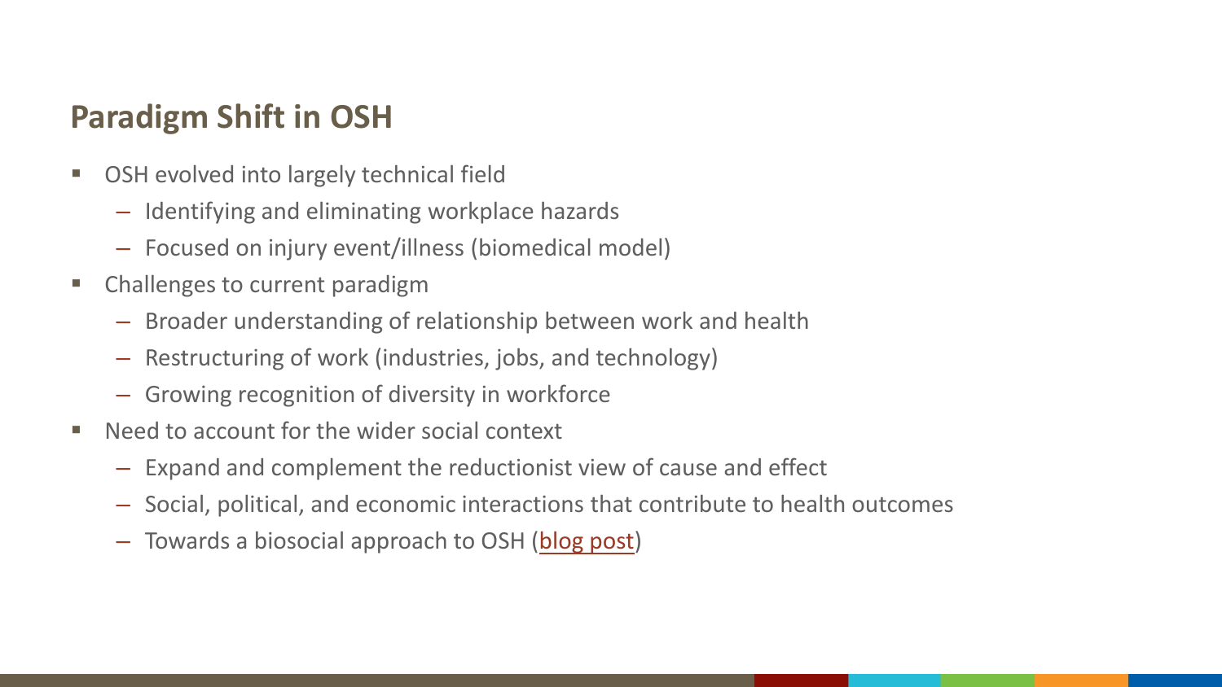## Paradigm Shift in OSH

- OSH evolved into largely technical field
  - Identifying and eliminating workplace hazards
  - Focused on injury event/illness (biomedical model)
- Challenges to current paradigm
  - Broader understanding of relationship between work and health
  - Restructuring of work (industries, jobs, and technology)
  - Growing recognition of diversity in workforce
- Need to account for the wider social context
  - Expand and complement the reductionist view of cause and effect
  - Social, political, and economic interactions that contribute to health outcomes
  - Towards a biosocial approach to OSH (blog post)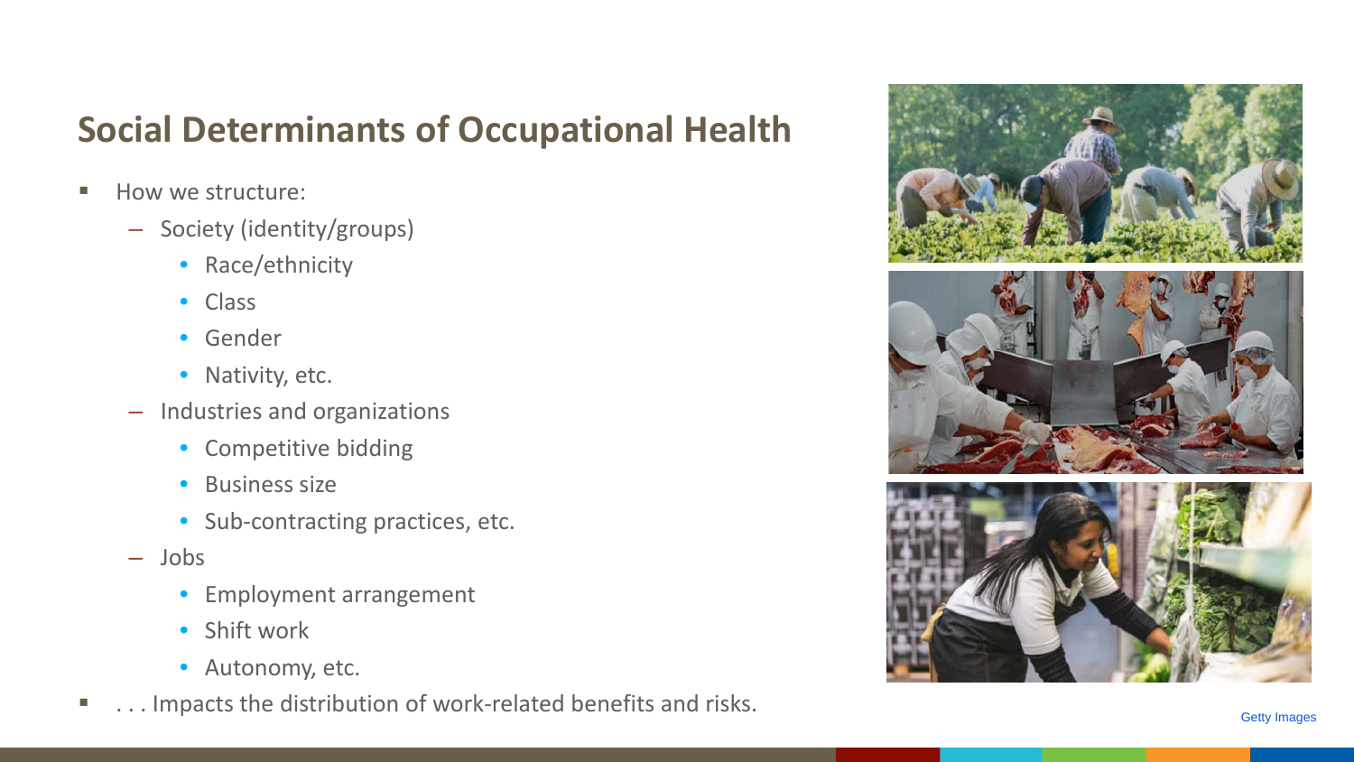## Social Determinants of Occupational Health

- How we structure:
  - Society (identity/groups)
    - Race/ethnicity
    - Class
    - Gender
    - Nativity, etc.
  - Industries and organizations
    - Competitive bidding
    - Business size
    - Sub-contracting practices, etc.
  - Jobs
    - Employment arrangement
    - Shift work
    - Autonomy, etc.
- . . . Impacts the distribution of work-related benefits and risks.

Getty Images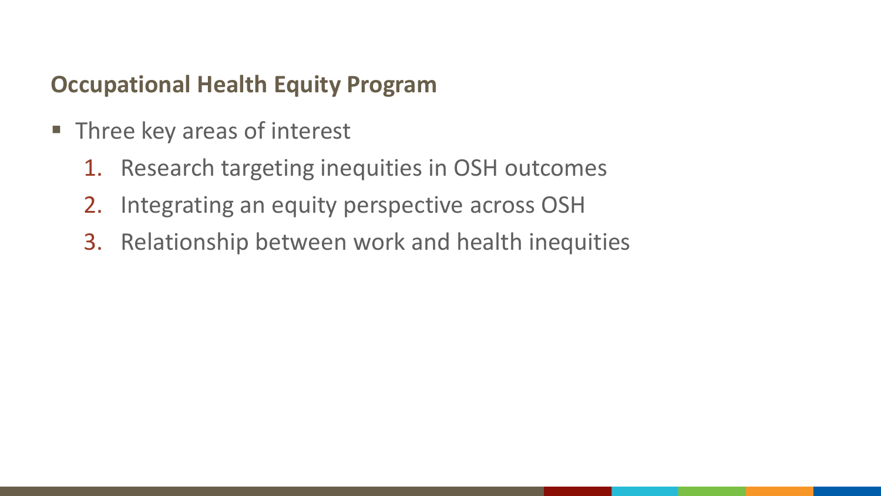## Occupational Health Equity Program

- Three key areas of interest
    1. Research targeting inequities in OSH outcomes
    2. Integrating an equity perspective across OSH
    3. Relationship between work and health inequities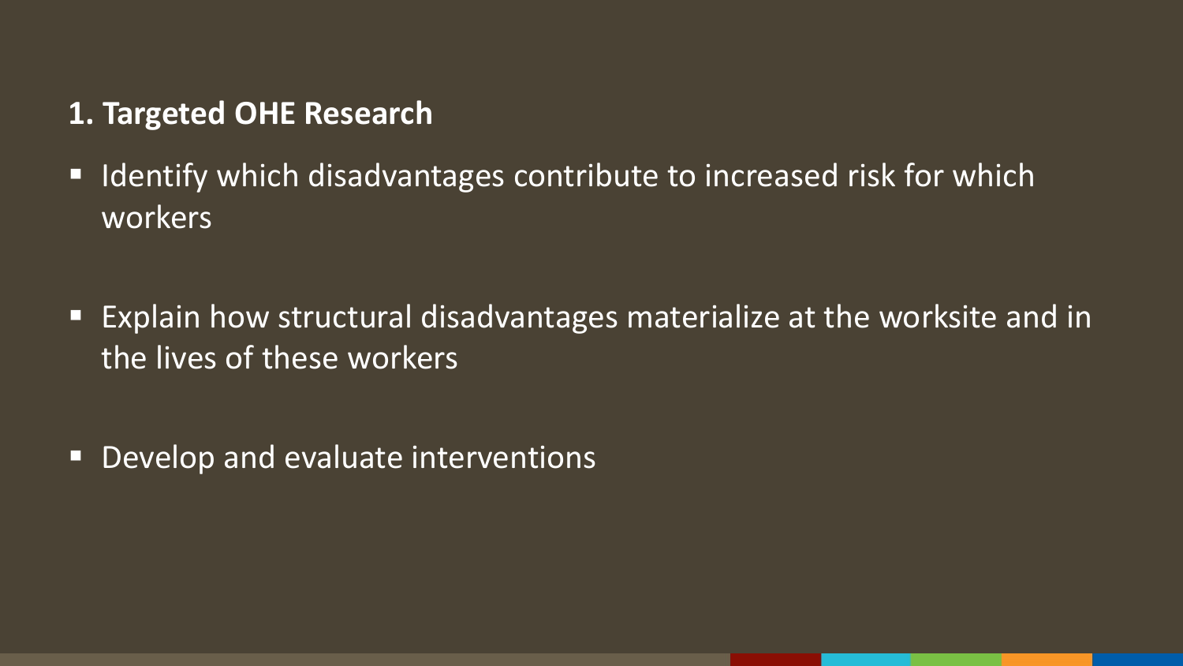## 1. Targeted OHE Research

- Identify which disadvantages contribute to increased risk for which workers
- Explain how structural disadvantages materialize at the worksite and in the lives of these workers
- Develop and evaluate interventions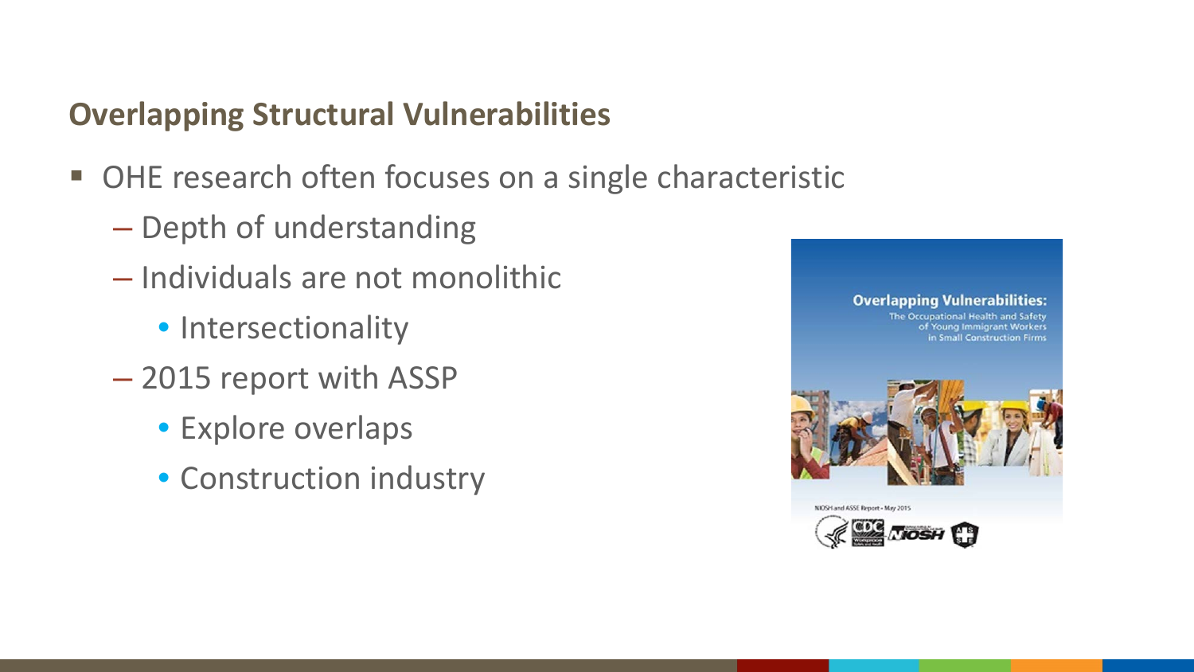## Overlapping Structural Vulnerabilities

- OHE research often focuses on a single characteristic
  - Depth of understanding
  - Individuals are not monolithic
    - Intersectionality
  - 2015 report with ASSP
    - Explore overlaps
    - Construction industry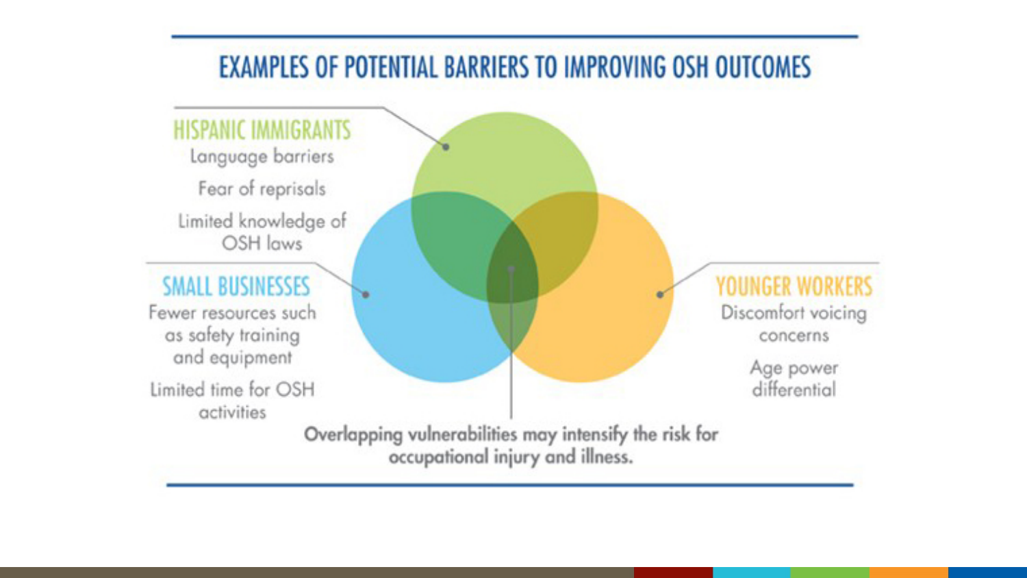# EXAMPLES OF POTENTIAL BARRIERS TO IMPROVING OSH OUTCOMES

**HISPANIC IMMIGRANTS**

- Language barriers
- Fear of reprisals
- Limited knowledge of OSH laws

**SMALL BUSINESSES**

- Fewer resources such as safety training and equipment
- Limited time for OSH activities

**YOUNGER WORKERS**

- Discomfort voicing concerns
- Age power differential

Overlapping vulnerabilities may intensify the risk for occupational injury and illness.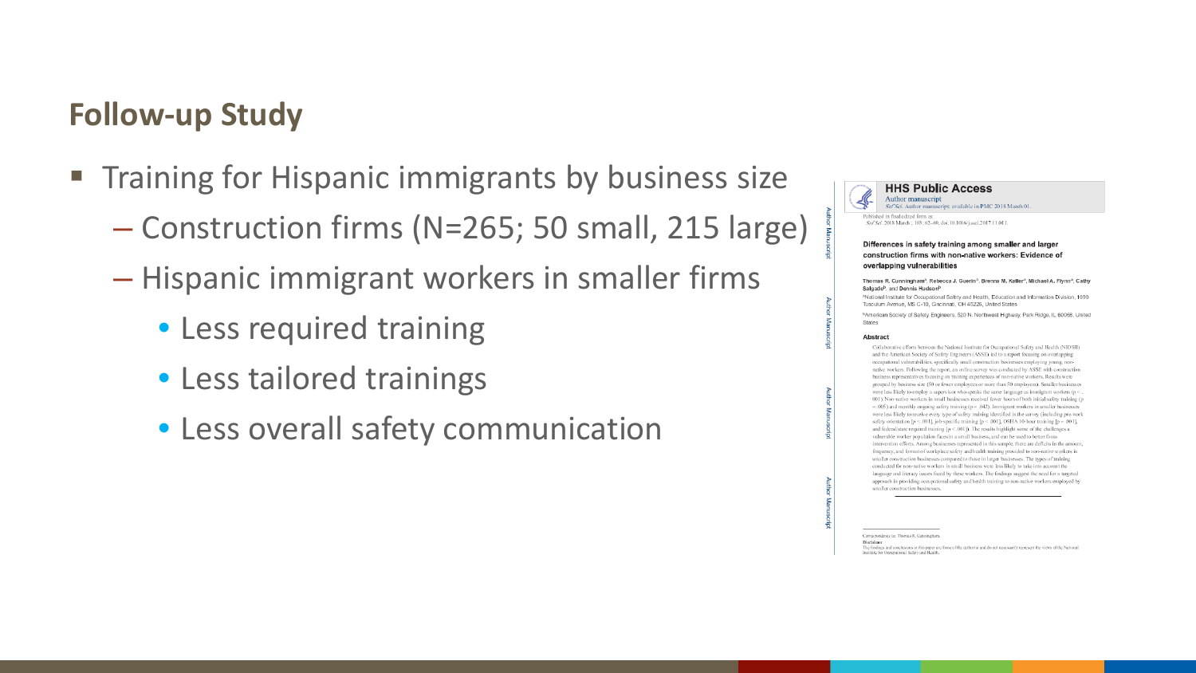## Follow-up Study

- Training for Hispanic immigrants by business size
  - Construction firms (N=265; 50 small, 215 large)
  - Hispanic immigrant workers in smaller firms
    - Less required training
    - Less tailored trainings
    - Less overall safety communication

**HHS Public Access**

Author manuscript

Saf Sci. Author manuscript; available in PMC 2018 March 01.

Published in final edited form as:

Saf Sci. 2018 March ; 103: 62–69. doi:10.1016/j.ssci.2017.11.011.

**Differences in safety training among smaller and larger construction firms with non-native workers: Evidence of overlapping vulnerabilities**

Thomas R. Cunningham[a], Rebecca J. Guerin[a], Brenna M. Keller[a], Michael A. Flynn[a], Cathy Salgado[b], and Dennis Hudson[b]

[a]National Institute for Occupational Safety and Health, Education and Information Division, 1090 Tusculum Avenue, MS C-10, Cincinnati, OH 45226, United States

[b]American Society of Safety Engineers, 520 N. Northwest Highway, Park Ridge, IL 60068, United States

**Abstract**

Collaborative efforts between the National Institute for Occupational Safety and Health (NIOSH) and the American Society of Safety Engineers (ASSE) led to a report focusing on overlapping occupational vulnerabilities, specifically small construction businesses employing young, non-native workers. Following the report, an online survey was conducted by ASSE with construction business representatives focusing on training experiences of non-native workers. Results were grouped by business size (50 or fewer employees or more than 50 employees). Smaller businesses were less likely to employ a supervisor who speaks the same language as immigrant workers ($p < .001$). Non-native workers in small businesses received fewer hours of both initial safety training ($p = .005$) and monthly ongoing safety training ($p = .042$). Immigrant workers in smaller businesses were less likely to receive every type of safety training identified in the survey (including pre-work safety orientation [$p < .001$], job-specific training [$p < .001$], OSHA 10-hour training [$p = .001$], and federal/state required training [$p < .001$]). The results highlight some of the challenges a vulnerable worker population faces in a small business, and can be used to better focus intervention efforts. Among businesses represented in this sample, there are deficits in the amount, frequency, and format of workplace safety and health training provided to non-native workers in smaller construction businesses compared to those in larger businesses. The types of training conducted for non-native workers in small business were less likely to take into account the language and literacy issues faced by these workers. The findings suggest the need for a targeted approach in providing occupational safety and health training to non-native workers employed by smaller construction businesses.

Correspondence to: Thomas R. Cunningham.

Disclaimer

The findings and conclusions in this paper are those of the author(s) and do not necessarily represent the views of the National Institute for Occupational Safety and Health.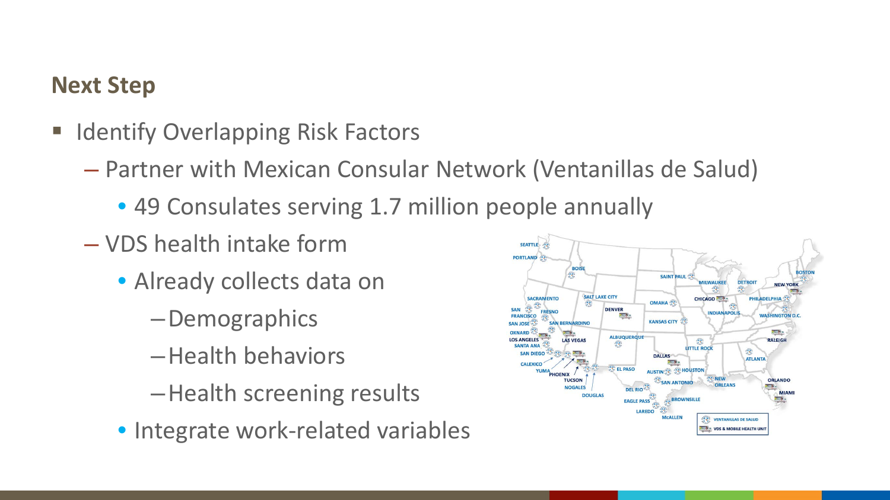## Next Step

- Identify Overlapping Risk Factors
  - Partner with Mexican Consular Network (Ventanillas de Salud)
    - 49 Consulates serving 1.7 million people annually
  - VDS health intake form
    - Already collects data on
      - Demographics
      - Health behaviors
      - Health screening results
    - Integrate work-related variables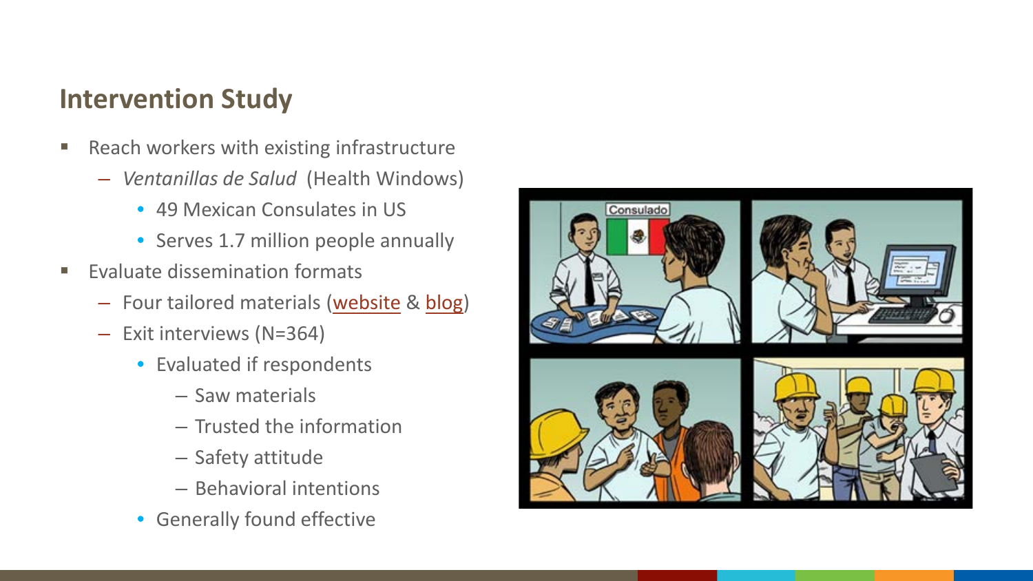## Intervention Study

- Reach workers with existing infrastructure
  - *Ventanillas de Salud* (Health Windows)
    - 49 Mexican Consulates in US
    - Serves 1.7 million people annually
- Evaluate dissemination formats
  - Four tailored materials (website & blog)
  - Exit interviews (N=364)
    - Evaluated if respondents
      - Saw materials
      - Trusted the information
      - Safety attitude
      - Behavioral intentions
    - Generally found effective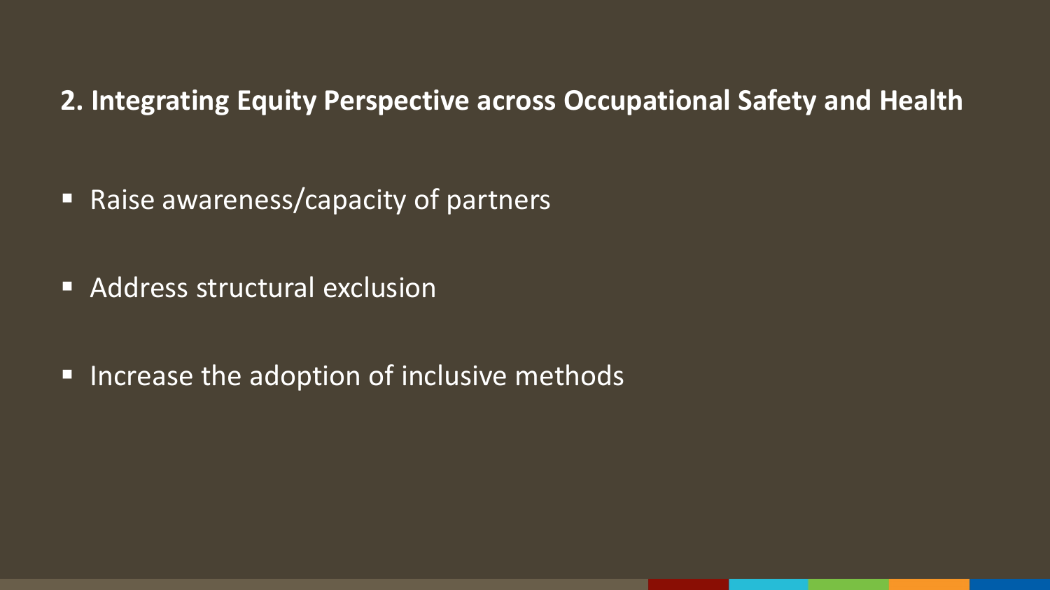## 2. Integrating Equity Perspective across Occupational Safety and Health

- Raise awareness/capacity of partners
- Address structural exclusion
- Increase the adoption of inclusive methods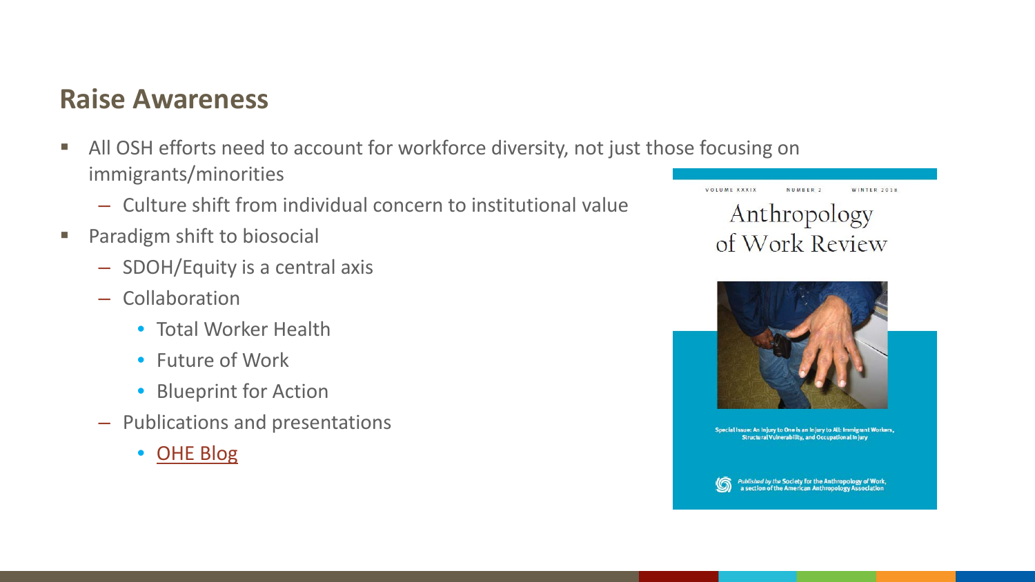## Raise Awareness

- All OSH efforts need to account for workforce diversity, not just those focusing on immigrants/minorities
  - Culture shift from individual concern to institutional value
- Paradigm shift to biosocial
  - SDOH/Equity is a central axis
  - Collaboration
    - Total Worker Health
    - Future of Work
    - Blueprint for Action
  - Publications and presentations
    - OHE Blog

VOLUME XXXIX NUMBER 2 WINTER 2018

Anthropology of Work Review

Special Issue: An Injury to One is an Injury to All: Immigrant Workers, Structural Vulnerability, and Occupational Injury

Published by the Society for the Anthropology of Work, a section of the American Anthropology Association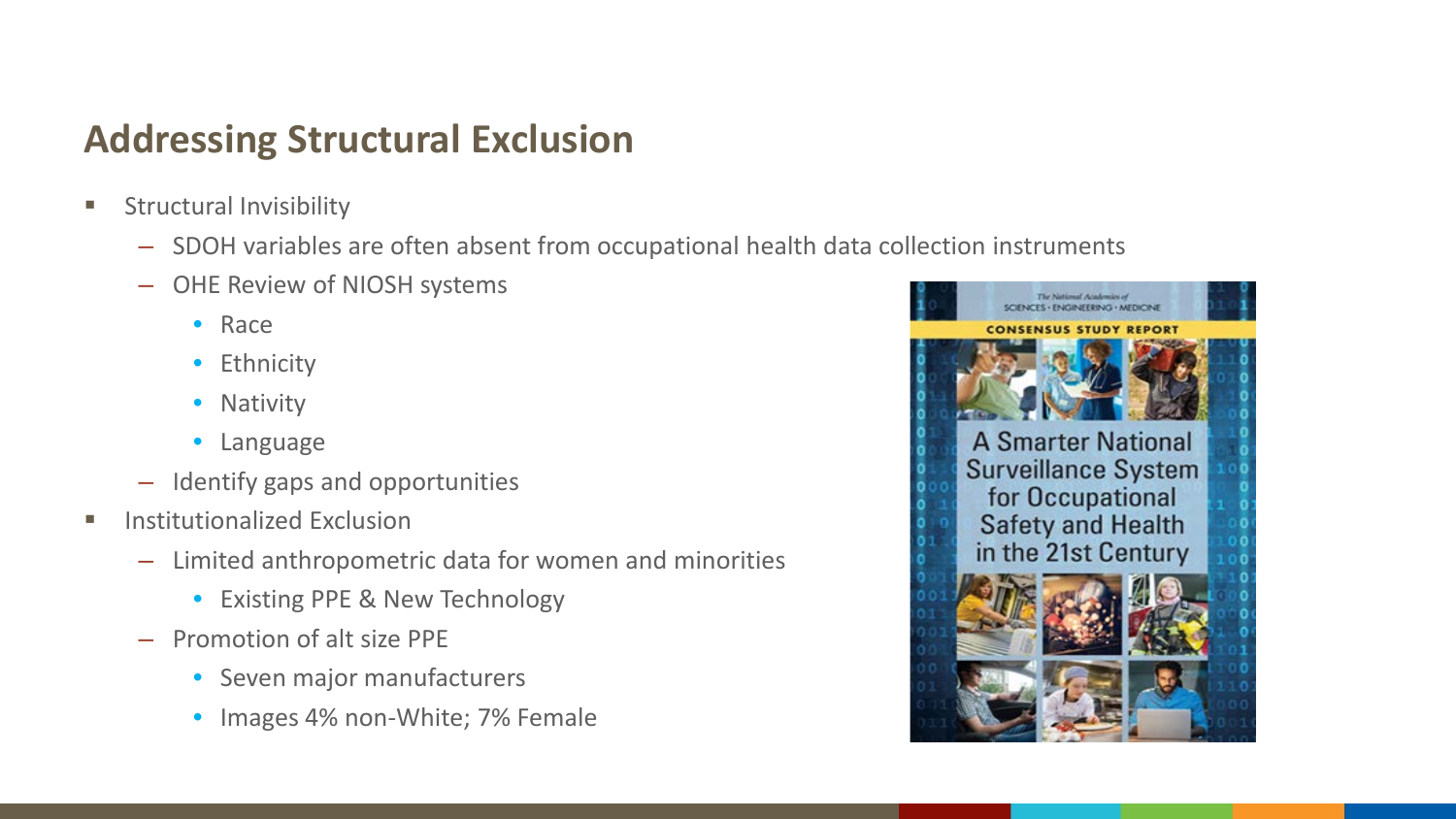## Addressing Structural Exclusion

- Structural Invisibility
  - SDOH variables are often absent from occupational health data collection instruments
  - OHE Review of NIOSH systems
    - Race
    - Ethnicity
    - Nativity
    - Language
  - Identify gaps and opportunities
- Institutionalized Exclusion
  - Limited anthropometric data for women and minorities
    - Existing PPE & New Technology
  - Promotion of alt size PPE
    - Seven major manufacturers
    - Images 4% non-White; 7% Female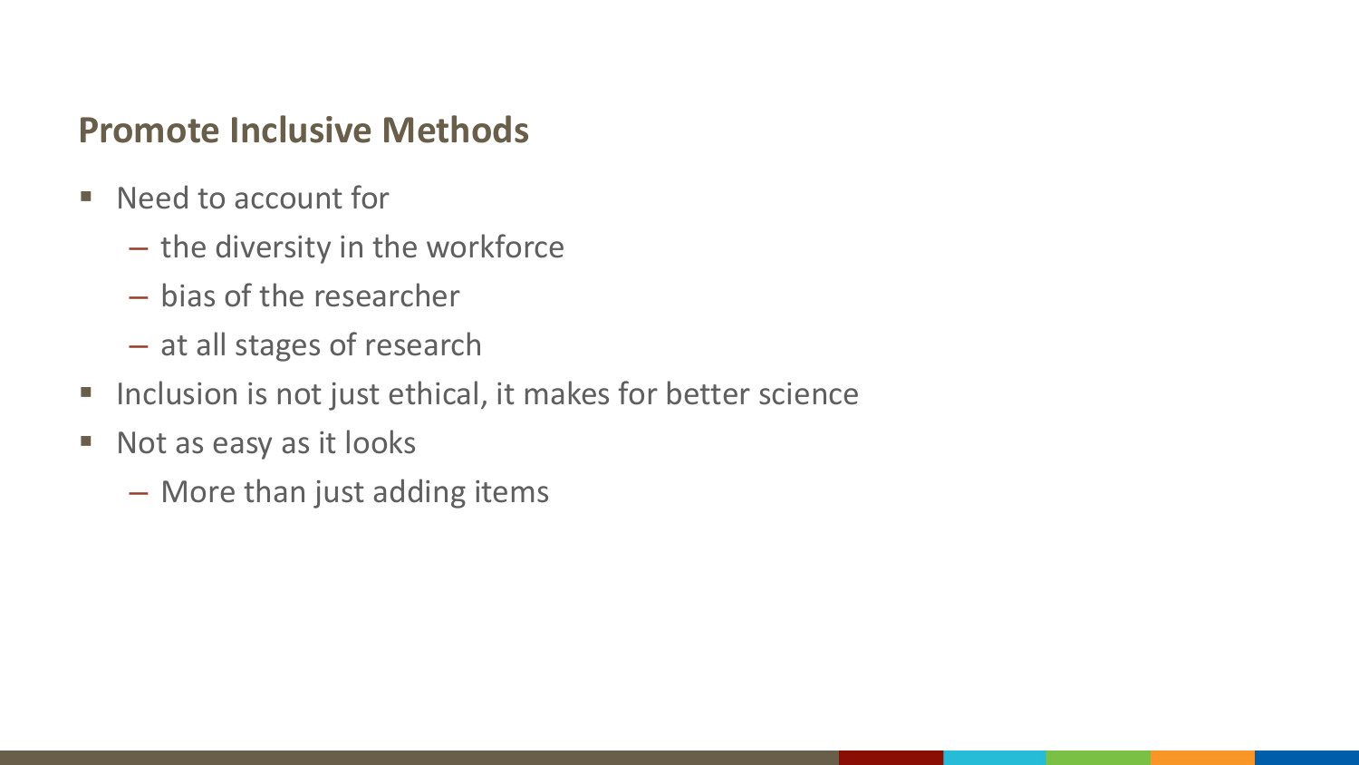## Promote Inclusive Methods

- Need to account for
  - the diversity in the workforce
  - bias of the researcher
  - at all stages of research
- Inclusion is not just ethical, it makes for better science
- Not as easy as it looks
  - More than just adding items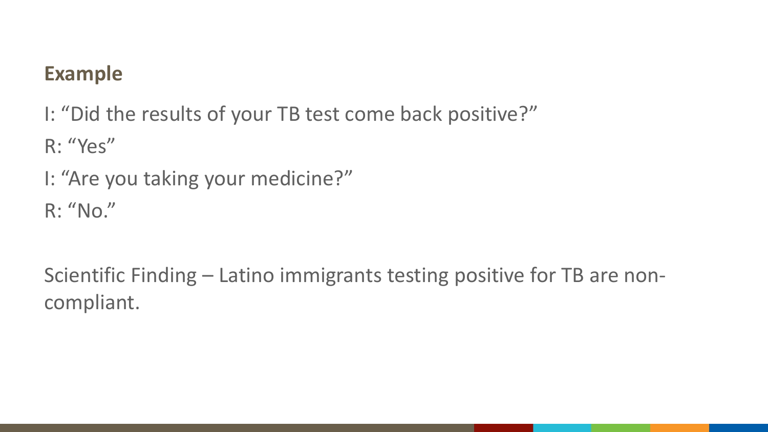## Example

I: “Did the results of your TB test come back positive?”

R: “Yes”

I: “Are you taking your medicine?”

R: “No.”

Scientific Finding – Latino immigrants testing positive for TB are non-compliant.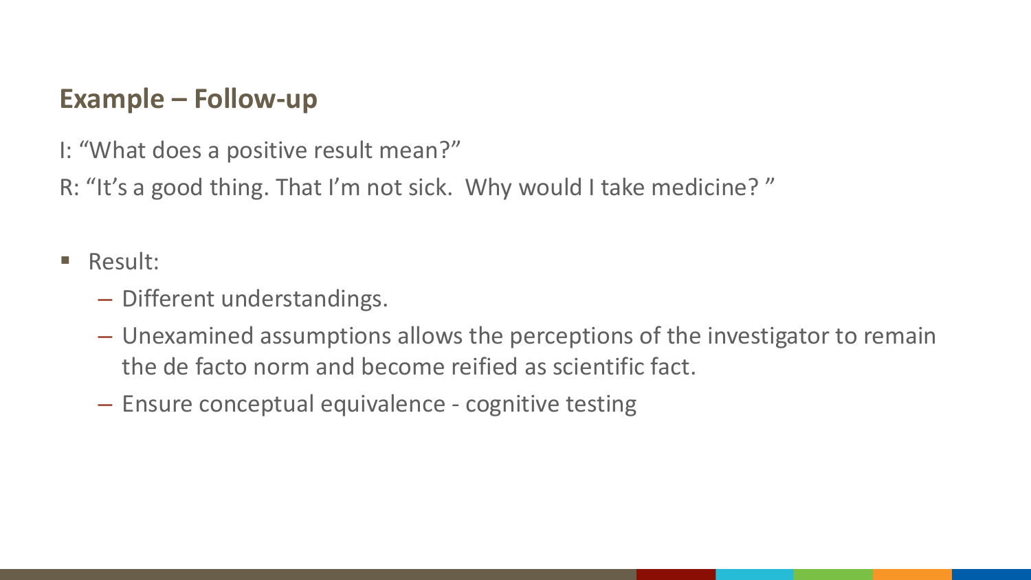## Example – Follow-up

I: "What does a positive result mean?"

R: "It's a good thing. That I'm not sick.  Why would I take medicine? "

- Result:
  - Different understandings.
  - Unexamined assumptions allows the perceptions of the investigator to remain the de facto norm and become reified as scientific fact.
  - Ensure conceptual equivalence - cognitive testing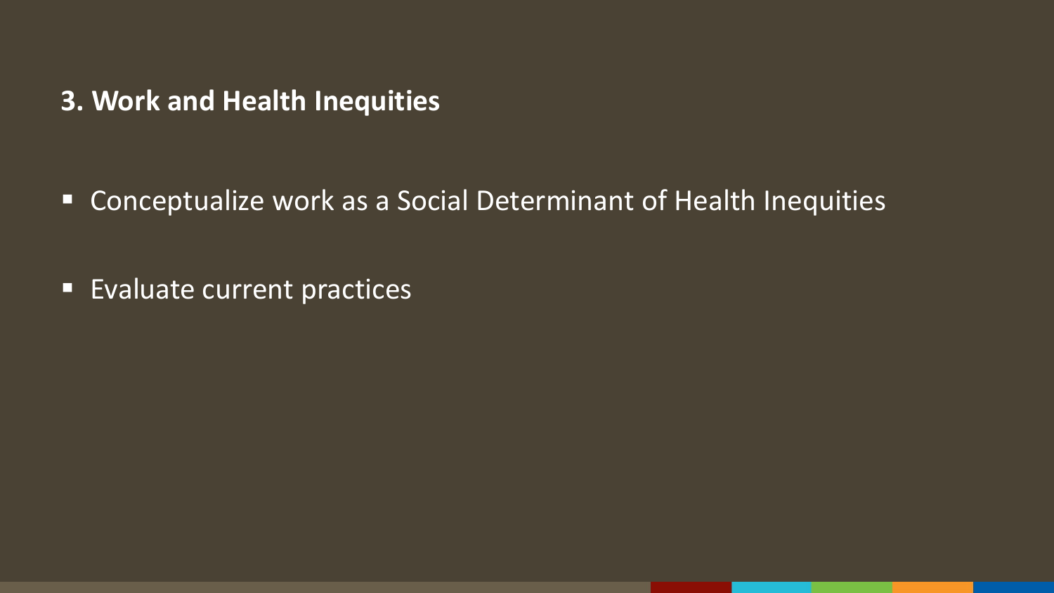**3. Work and Health Inequities**

- Conceptualize work as a Social Determinant of Health Inequities
- Evaluate current practices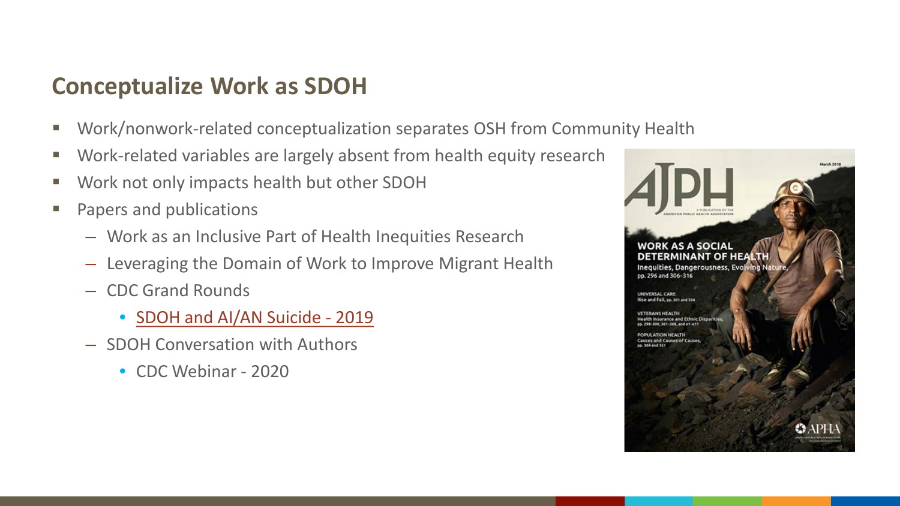## Conceptualize Work as SDOH

- Work/nonwork-related conceptualization separates OSH from Community Health
- Work-related variables are largely absent from health equity research
- Work not only impacts health but other SDOH
- Papers and publications
  - Work as an Inclusive Part of Health Inequities Research
  - Leveraging the Domain of Work to Improve Migrant Health
  - CDC Grand Rounds
    - SDOH and AI/AN Suicide - 2019
  - SDOH Conversation with Authors
    - CDC Webinar - 2020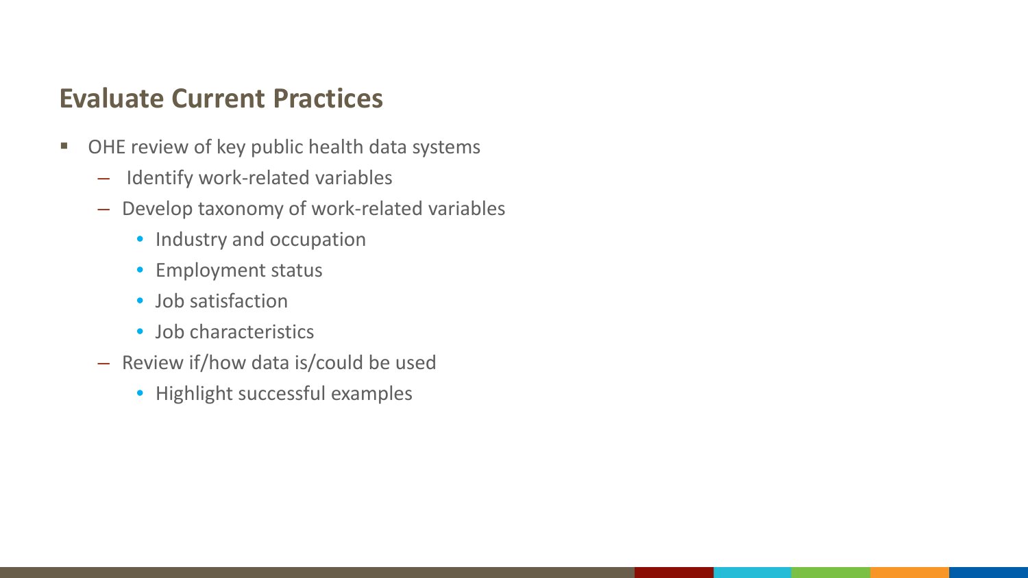## Evaluate Current Practices

- OHE review of key public health data systems
  - Identify work-related variables
  - Develop taxonomy of work-related variables
    - Industry and occupation
    - Employment status
    - Job satisfaction
    - Job characteristics
  - Review if/how data is/could be used
    - Highlight successful examples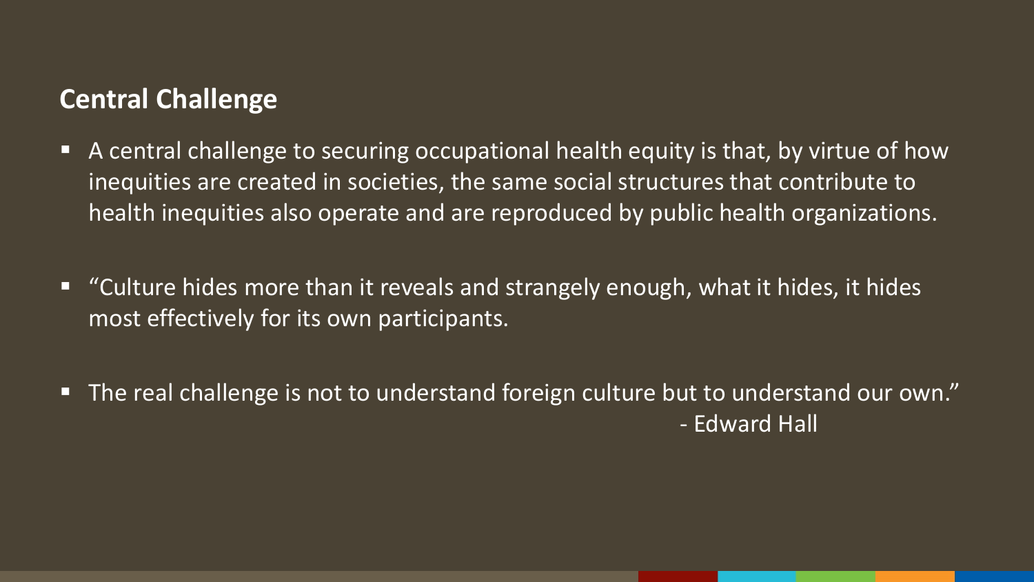## Central Challenge

- A central challenge to securing occupational health equity is that, by virtue of how inequities are created in societies, the same social structures that contribute to health inequities also operate and are reproduced by public health organizations.

- "Culture hides more than it reveals and strangely enough, what it hides, it hides most effectively for its own participants.

- The real challenge is not to understand foreign culture but to understand our own."
  - Edward Hall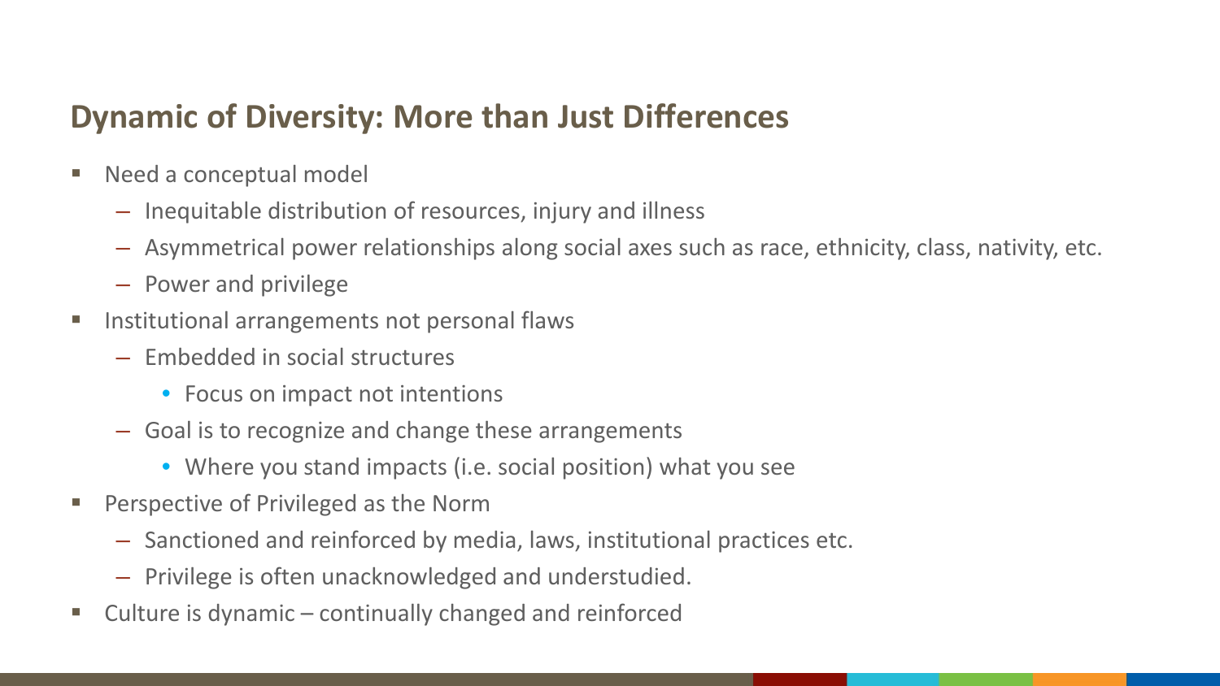## Dynamic of Diversity: More than Just Differences

- Need a conceptual model
  - Inequitable distribution of resources, injury and illness
  - Asymmetrical power relationships along social axes such as race, ethnicity, class, nativity, etc.
  - Power and privilege
- Institutional arrangements not personal flaws
  - Embedded in social structures
    - Focus on impact not intentions
  - Goal is to recognize and change these arrangements
    - Where you stand impacts (i.e. social position) what you see
- Perspective of Privileged as the Norm
  - Sanctioned and reinforced by media, laws, institutional practices etc.
  - Privilege is often unacknowledged and understudied.
- Culture is dynamic – continually changed and reinforced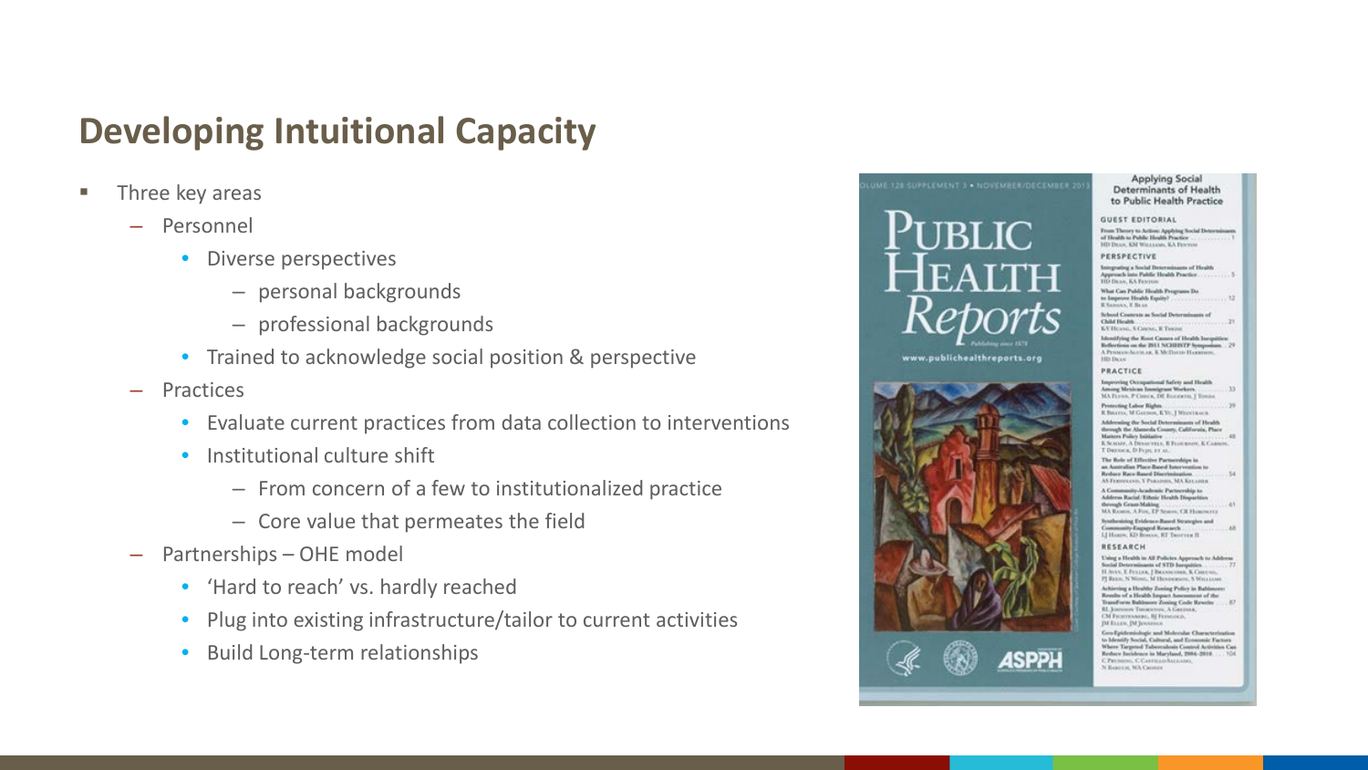## Developing Intuitional Capacity

- Three key areas
  - Personnel
    - Diverse perspectives
      - personal backgrounds
      - professional backgrounds
    - Trained to acknowledge social position & perspective
  - Practices
    - Evaluate current practices from data collection to interventions
    - Institutional culture shift
      - From concern of a few to institutionalized practice
      - Core value that permeates the field
  - Partnerships – OHE model
    - 'Hard to reach' vs. hardly reached
    - Plug into existing infrastructure/tailor to current activities
    - Build Long-term relationships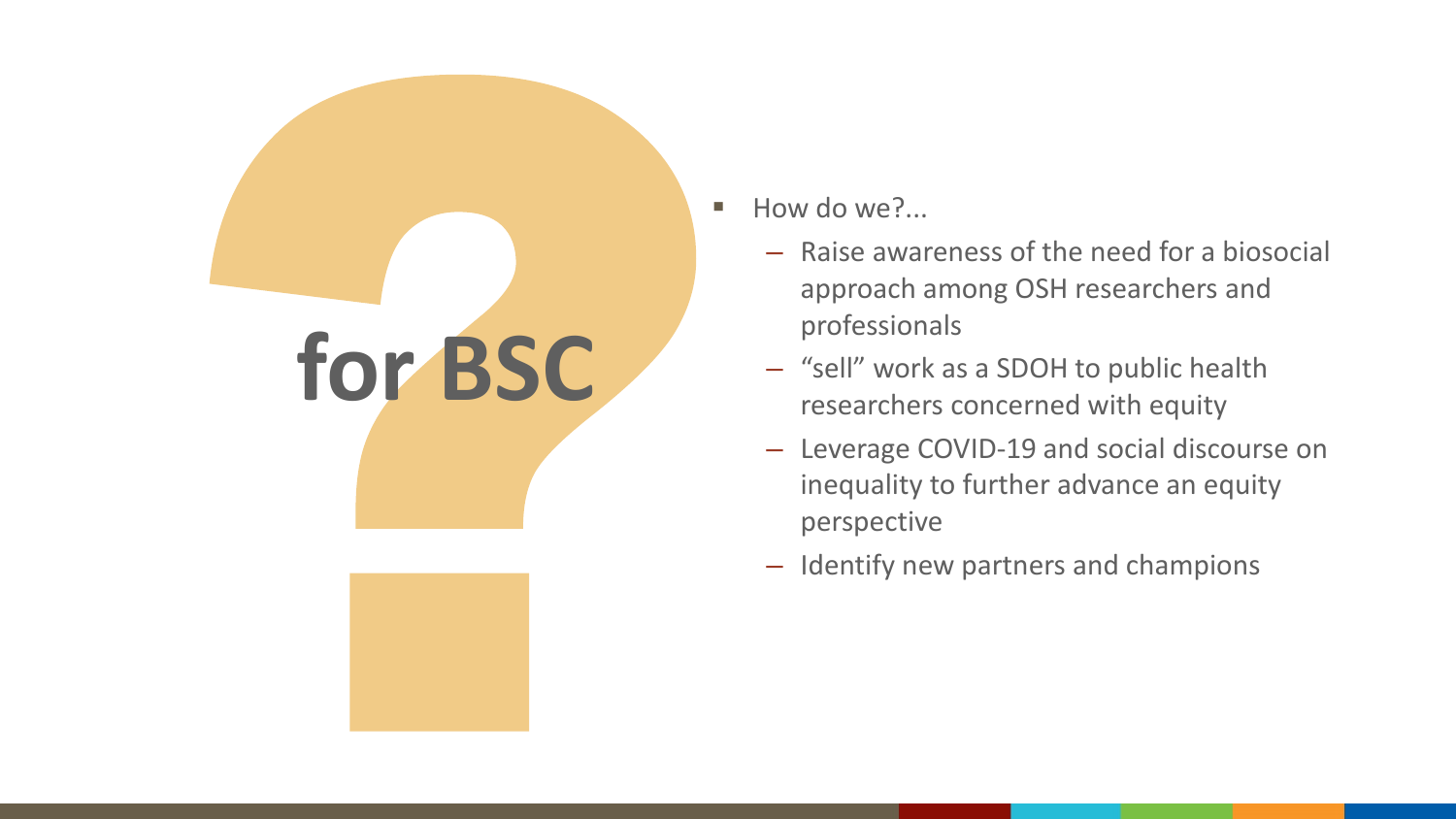# for BSC

- How do we?...
  - Raise awareness of the need for a biosocial approach among OSH researchers and professionals
  - “sell” work as a SDOH to public health researchers concerned with equity
  - Leverage COVID-19 and social discourse on inequality to further advance an equity perspective
  - Identify new partners and champions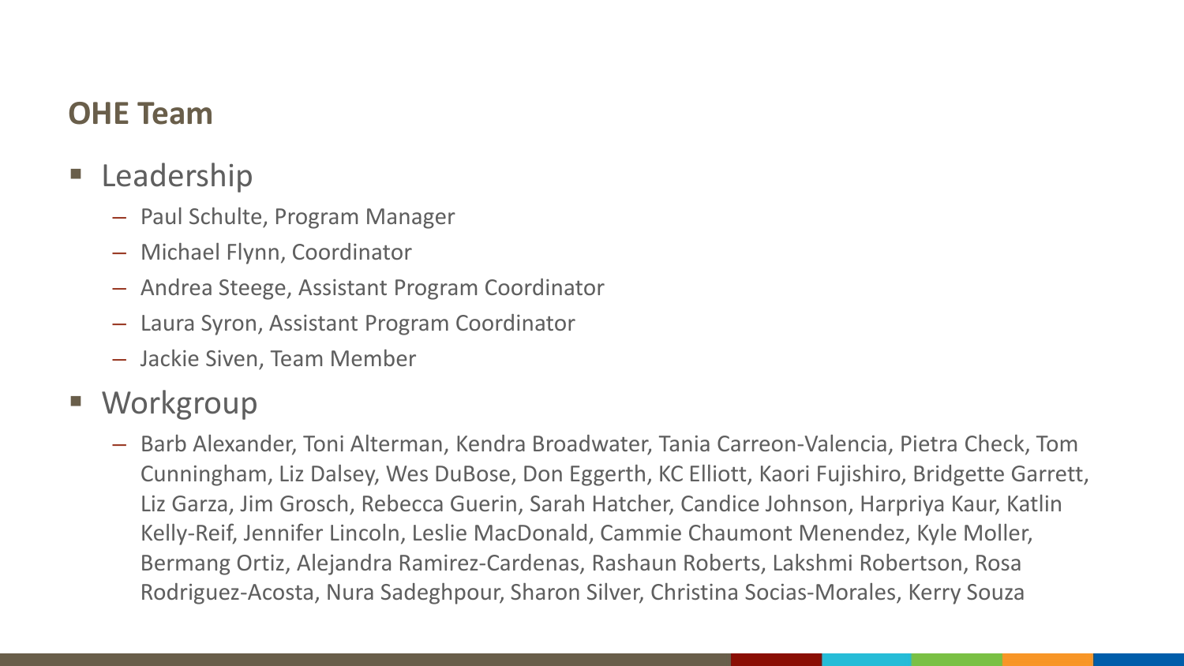## OHE Team

- Leadership
  - Paul Schulte, Program Manager
  - Michael Flynn, Coordinator
  - Andrea Steege, Assistant Program Coordinator
  - Laura Syron, Assistant Program Coordinator
  - Jackie Siven, Team Member
- Workgroup
  - Barb Alexander, Toni Alterman, Kendra Broadwater, Tania Carreon-Valencia, Pietra Check, Tom Cunningham, Liz Dalsey, Wes DuBose, Don Eggerth, KC Elliott, Kaori Fujishiro, Bridgette Garrett, Liz Garza, Jim Grosch, Rebecca Guerin, Sarah Hatcher, Candice Johnson, Harpriya Kaur, Katlin Kelly-Reif, Jennifer Lincoln, Leslie MacDonald, Cammie Chaumont Menendez, Kyle Moller, Bermang Ortiz, Alejandra Ramirez-Cardenas, Rashaun Roberts, Lakshmi Robertson, Rosa Rodriguez-Acosta, Nura Sadeghpour, Sharon Silver, Christina Socias-Morales, Kerry Souza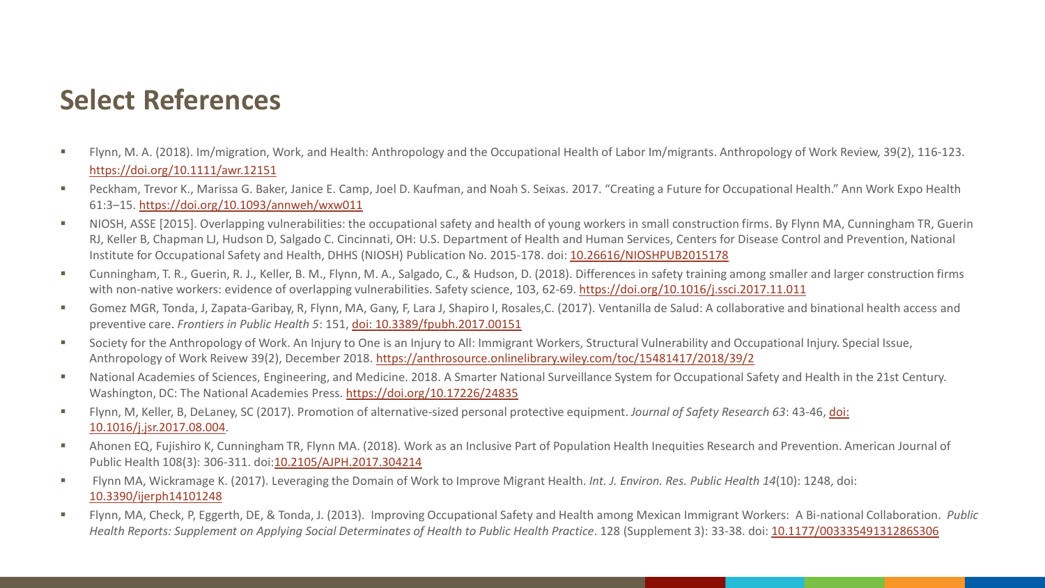## Select References

- Flynn, M. A. (2018). Im/migration, Work, and Health: Anthropology and the Occupational Health of Labor Im/migrants. Anthropology of Work Review, 39(2), 116-123. https://doi.org/10.1111/awr.12151
- Peckham, Trevor K., Marissa G. Baker, Janice E. Camp, Joel D. Kaufman, and Noah S. Seixas. 2017. "Creating a Future for Occupational Health." Ann Work Expo Health 61:3–15. https://doi.org/10.1093/annweh/wxw011
- NIOSH, ASSE [2015]. Overlapping vulnerabilities: the occupational safety and health of young workers in small construction firms. By Flynn MA, Cunningham TR, Guerin RJ, Keller B, Chapman LJ, Hudson D, Salgado C. Cincinnati, OH: U.S. Department of Health and Human Services, Centers for Disease Control and Prevention, National Institute for Occupational Safety and Health, DHHS (NIOSH) Publication No. 2015-178. doi: 10.26616/NIOSHPUB2015178
- Cunningham, T. R., Guerin, R. J., Keller, B. M., Flynn, M. A., Salgado, C., & Hudson, D. (2018). Differences in safety training among smaller and larger construction firms with non-native workers: evidence of overlapping vulnerabilities. Safety science, 103, 62-69. https://doi.org/10.1016/j.ssci.2017.11.011
- Gomez MGR, Tonda, J, Zapata-Garibay, R, Flynn, MA, Gany, F, Lara J, Shapiro I, Rosales,C. (2017). Ventanilla de Salud: A collaborative and binational health access and preventive care. *Frontiers in Public Health 5*: 151, doi: 10.3389/fpubh.2017.00151
- Society for the Anthropology of Work. An Injury to One is an Injury to All: Immigrant Workers, Structural Vulnerability and Occupational Injury. Special Issue, Anthropology of Work Reivew 39(2), December 2018. https://anthrosource.onlinelibrary.wiley.com/toc/15481417/2018/39/2
- National Academies of Sciences, Engineering, and Medicine. 2018. A Smarter National Surveillance System for Occupational Safety and Health in the 21st Century. Washington, DC: The National Academies Press. https://doi.org/10.17226/24835
- Flynn, M, Keller, B, DeLaney, SC (2017). Promotion of alternative-sized personal protective equipment. *Journal of Safety Research 63*: 43-46, doi: 10.1016/j.jsr.2017.08.004.
- Ahonen EQ, Fujishiro K, Cunningham TR, Flynn MA. (2018). Work as an Inclusive Part of Population Health Inequities Research and Prevention. American Journal of Public Health 108(3): 306-311. doi:10.2105/AJPH.2017.304214
- Flynn MA, Wickramage K. (2017). Leveraging the Domain of Work to Improve Migrant Health. *Int. J. Environ. Res. Public Health 14*(10): 1248, doi: 10.3390/ijerph14101248
- Flynn, MA, Check, P, Eggerth, DE, & Tonda, J. (2013). Improving Occupational Safety and Health among Mexican Immigrant Workers: A Bi-national Collaboration. *Public Health Reports: Supplement on Applying Social Determinates of Health to Public Health Practice*. 128 (Supplement 3): 33-38. doi: 10.1177/00333549131286S306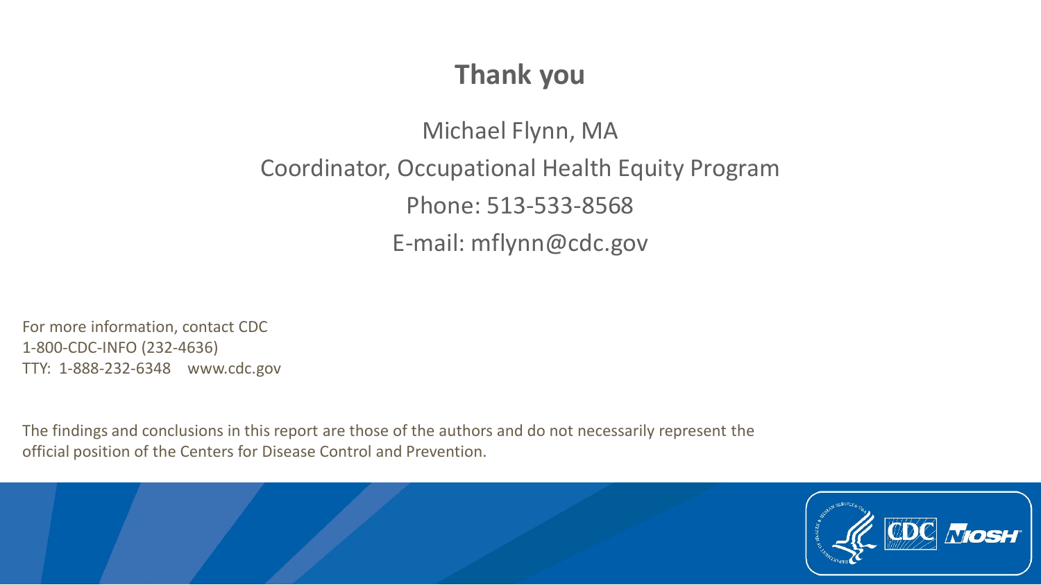# Thank you

Michael Flynn, MA

Coordinator, Occupational Health Equity Program

Phone: 513-533-8568

E-mail: mflynn@cdc.gov

For more information, contact CDC
1-800-CDC-INFO (232-4636)
TTY: 1-888-232-6348 www.cdc.gov

The findings and conclusions in this report are those of the authors and do not necessarily represent the official position of the Centers for Disease Control and Prevention.